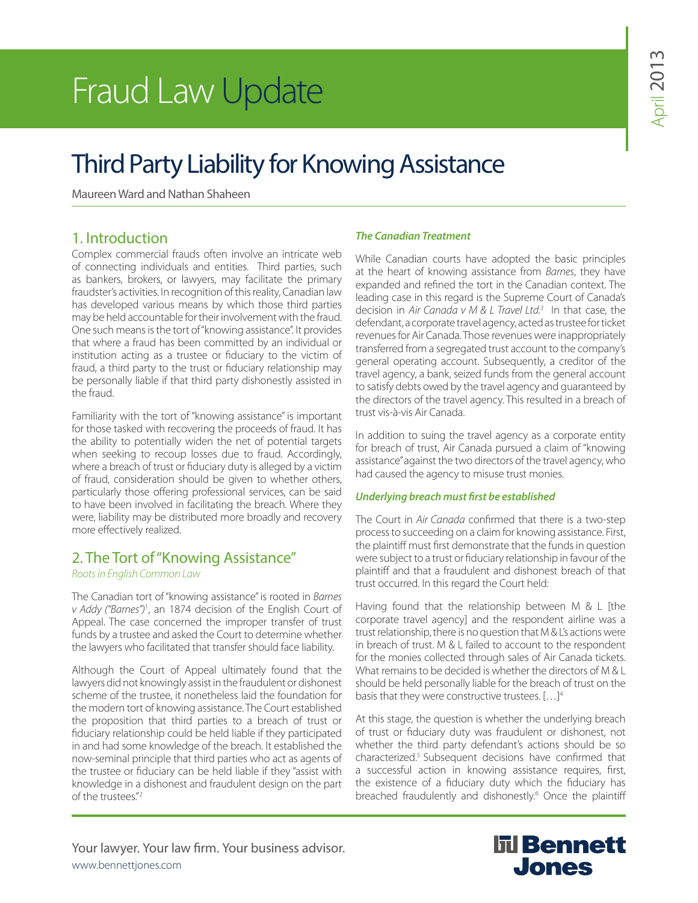# Fraud Law Update

April 2013

# Third Party Liability for Knowing Assistance

Maureen Ward and Nathan Shaheen

## 1. Introduction

Complex commercial frauds often involve an intricate web of connecting individuals and entities. Third parties, such as bankers, brokers, or lawyers, may facilitate the primary fraudster's activities. In recognition of this reality, Canadian law has developed various means by which those third parties may be held accountable for their involvement with the fraud. One such means is the tort of "knowing assistance". It provides that where a fraud has been committed by an individual or institution acting as a trustee or fiduciary to the victim of fraud, a third party to the trust or fiduciary relationship may be personally liable if that third party dishonestly assisted in the fraud.

Familiarity with the tort of "knowing assistance" is important for those tasked with recovering the proceeds of fraud. It has the ability to potentially widen the net of potential targets when seeking to recoup losses due to fraud. Accordingly, where a breach of trust or fiduciary duty is alleged by a victim of fraud, consideration should be given to whether others, particularly those offering professional services, can be said to have been involved in facilitating the breach. Where they were, liability may be distributed more broadly and recovery more effectively realized.

## 2. The Tort of "Knowing Assistance"

*Roots in English Common Law*

The Canadian tort of "knowing assistance" is rooted in *Barnes v Addy ("Barnes")*[1], an 1874 decision of the English Court of Appeal. The case concerned the improper transfer of trust funds by a trustee and asked the Court to determine whether the lawyers who facilitated that transfer should face liability.

Although the Court of Appeal ultimately found that the lawyers did not knowingly assist in the fraudulent or dishonest scheme of the trustee, it nonetheless laid the foundation for the modern tort of knowing assistance. The Court established the proposition that third parties to a breach of trust or fiduciary relationship could be held liable if they participated in and had some knowledge of the breach. It established the now-seminal principle that third parties who act as agents of the trustee or fiduciary can be held liable if they "assist with knowledge in a dishonest and fraudulent design on the part of the trustees."[2]

### *The Canadian Treatment*

While Canadian courts have adopted the basic principles at the heart of knowing assistance from *Barnes*, they have expanded and refined the tort in the Canadian context. The leading case in this regard is the Supreme Court of Canada's decision in *Air Canada v M & L Travel Ltd.*[3] In that case, the defendant, a corporate travel agency, acted as trustee for ticket revenues for Air Canada. Those revenues were inappropriately transferred from a segregated trust account to the company's general operating account. Subsequently, a creditor of the travel agency, a bank, seized funds from the general account to satisfy debts owed by the travel agency and guaranteed by the directors of the travel agency. This resulted in a breach of trust vis-à-vis Air Canada.

In addition to suing the travel agency as a corporate entity for breach of trust, Air Canada pursued a claim of "knowing assistance" against the two directors of the travel agency, who had caused the agency to misuse trust monies.

### *Underlying breach must first be established*

The Court in *Air Canada* confirmed that there is a two-step process to succeeding on a claim for knowing assistance. First, the plaintiff must first demonstrate that the funds in question were subject to a trust or fiduciary relationship in favour of the plaintiff and that a fraudulent and dishonest breach of that trust occurred. In this regard the Court held:

Having found that the relationship between M & L [the corporate travel agency] and the respondent airline was a trust relationship, there is no question that M & L's actions were in breach of trust. M & L failed to account to the respondent for the monies collected through sales of Air Canada tickets. What remains to be decided is whether the directors of M & L should be held personally liable for the breach of trust on the basis that they were constructive trustees. [...][4]

At this stage, the question is whether the underlying breach of trust or fiduciary duty was fraudulent or dishonest, not whether the third party defendant's actions should be so characterized.[5] Subsequent decisions have confirmed that a successful action in knowing assistance requires, first, the existence of a fiduciary duty which the fiduciary has breached fraudulently and dishonestly.[6] Once the plaintiff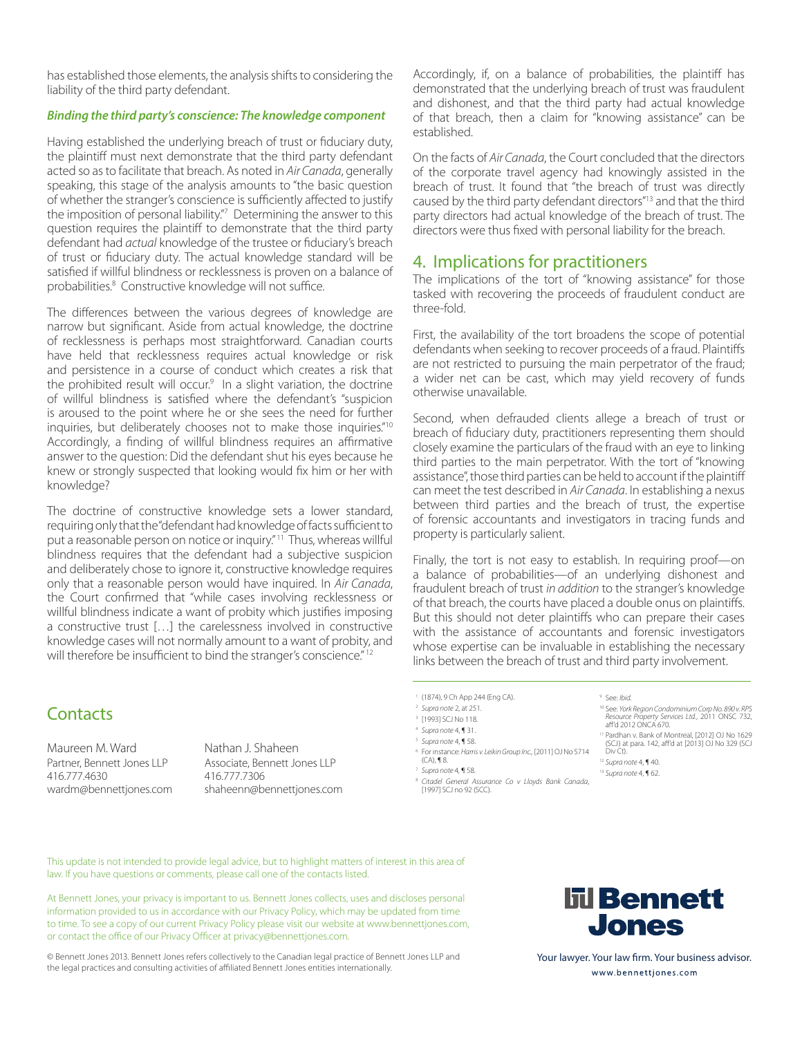has established those elements, the analysis shifts to considering the liability of the third party defendant.

### *Binding the third party's conscience: The knowledge component*

Having established the underlying breach of trust or fiduciary duty, the plaintiff must next demonstrate that the third party defendant acted so as to facilitate that breach. As noted in *Air Canada*, generally speaking, this stage of the analysis amounts to "the basic question of whether the stranger's conscience is sufficiently affected to justify the imposition of personal liability."[7] Determining the answer to this question requires the plaintiff to demonstrate that the third party defendant had *actual* knowledge of the trustee or fiduciary's breach of trust or fiduciary duty. The actual knowledge standard will be satisfied if willful blindness or recklessness is proven on a balance of probabilities.[8] Constructive knowledge will not suffice.

The differences between the various degrees of knowledge are narrow but significant. Aside from actual knowledge, the doctrine of recklessness is perhaps most straightforward. Canadian courts have held that recklessness requires actual knowledge or risk and persistence in a course of conduct which creates a risk that the prohibited result will occur.[9] In a slight variation, the doctrine of willful blindness is satisfied where the defendant's "suspicion is aroused to the point where he or she sees the need for further inquiries, but deliberately chooses not to make those inquiries."[10] Accordingly, a finding of willful blindness requires an affirmative answer to the question: Did the defendant shut his eyes because he knew or strongly suspected that looking would fix him or her with knowledge?

The doctrine of constructive knowledge sets a lower standard, requiring only that the "defendant had knowledge of facts sufficient to put a reasonable person on notice or inquiry."[11] Thus, whereas willful blindness requires that the defendant had a subjective suspicion and deliberately chose to ignore it, constructive knowledge requires only that a reasonable person would have inquired. In *Air Canada*, the Court confirmed that "while cases involving recklessness or willful blindness indicate a want of probity which justifies imposing a constructive trust […] the carelessness involved in constructive knowledge cases will not normally amount to a want of probity, and will therefore be insufficient to bind the stranger's conscience."[12]

Accordingly, if, on a balance of probabilities, the plaintiff has demonstrated that the underlying breach of trust was fraudulent and dishonest, and that the third party had actual knowledge of that breach, then a claim for "knowing assistance" can be established.

On the facts of *Air Canada*, the Court concluded that the directors of the corporate travel agency had knowingly assisted in the breach of trust. It found that "the breach of trust was directly caused by the third party defendant directors"[13] and that the third party directors had actual knowledge of the breach of trust. The directors were thus fixed with personal liability for the breach.

## 4. Implications for practitioners

The implications of the tort of "knowing assistance" for those tasked with recovering the proceeds of fraudulent conduct are three-fold.

First, the availability of the tort broadens the scope of potential defendants when seeking to recover proceeds of a fraud. Plaintiffs are not restricted to pursuing the main perpetrator of the fraud; a wider net can be cast, which may yield recovery of funds otherwise unavailable.

Second, when defrauded clients allege a breach of trust or breach of fiduciary duty, practitioners representing them should closely examine the particulars of the fraud with an eye to linking third parties to the main perpetrator. With the tort of "knowing assistance", those third parties can be held to account if the plaintiff can meet the test described in *Air Canada*. In establishing a nexus between third parties and the breach of trust, the expertise of forensic accountants and investigators in tracing funds and property is particularly salient.

Finally, the tort is not easy to establish. In requiring proof—on a balance of probabilities—of an underlying dishonest and fraudulent breach of trust *in addition* to the stranger's knowledge of that breach, the courts have placed a double onus on plaintiffs. But this should not deter plaintiffs who can prepare their cases with the assistance of accountants and forensic investigators whose expertise can be invaluable in establishing the necessary links between the breach of trust and third party involvement.

---

[1] (1874), 9 Ch App 244 (Eng CA).
[2] *Supra note* 2, at 251.
[3] [1993] SCJ No 118.
[4] *Supra note* 4, ¶ 31.
[5] *Supra note* 4, ¶ 58.
[6] For instance: *Harris v. Leikin Group Inc.*, [2011] OJ No 5714 (CA), ¶ 8.
[7] *Supra note* 4, ¶ 58.
[8] *Citadel General Assurance Co v Lloyds Bank Canada*, [1997] SCJ no 92 (SCC).
[9] See: *Ibid.*
[10] See: *York Region Condominium Corp No. 890 v. RPS Resource Property Services Ltd.*, 2011 ONSC 732, aff'd 2012 ONCA 670.
[11] Pardhan v. Bank of Montreal, [2012] OJ No 1629 (SCJ) at para. 142, aff'd at [2013] OJ No 329 (SCJ Div Ct).
[12] *Supra note* 4, ¶ 40.
[13] *Supra note* 4, ¶ 62.

## Contacts

Maureen M. Ward
Partner, Bennett Jones LLP
416.777.4630
wardm@bennettjones.com

Nathan J. Shaheen
Associate, Bennett Jones LLP
416.777.7306
shaheenn@bennettjones.com

This update is not intended to provide legal advice, but to highlight matters of interest in this area of law. If you have questions or comments, please call one of the contacts listed.

At Bennett Jones, your privacy is important to us. Bennett Jones collects, uses and discloses personal information provided to us in accordance with our Privacy Policy, which may be updated from time to time. To see a copy of our current Privacy Policy please visit our website at www.bennettjones.com, or contact the office of our Privacy Officer at privacy@bennettjones.com.

© Bennett Jones 2013. Bennett Jones refers collectively to the Canadian legal practice of Bennett Jones LLP and the legal practices and consulting activities of affiliated Bennett Jones entities internationally.

**Bennett Jones**

Your lawyer. Your law firm. Your business advisor.
www.bennettjones.com